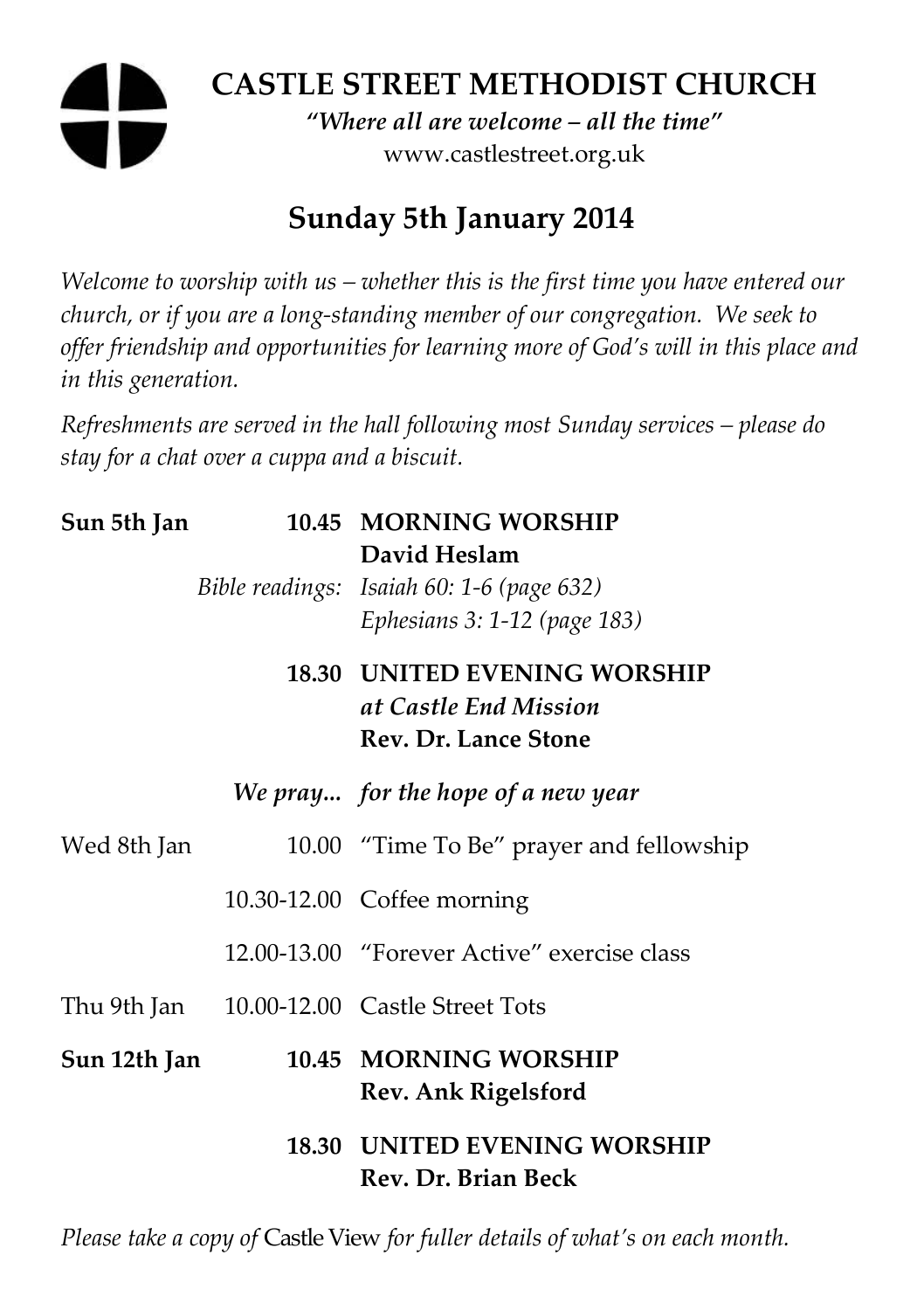# CASTLE STREET METHODIST CHURCH

*"Where all are welcome – all the time"*

www.castlestreet.org.uk

## Sunday 5th January 2014

*Welcome to worship with us – whether this is the first time you have entered our church, or if you are a long-standing member of our congregation. We seek to offer friendship and opportunities for learning more of God's will in this place and in this generation.*

*Refreshments are served in the hall following most Sunday services – please do stay for a chat over a cuppa and a biscuit.*

| | | |
|---|---|---|
| **Sun 5th Jan** | **10.45** | **MORNING WORSHIP** <br> **David Heslam** |
| | *Bible readings:* | *Isaiah 60: 1-6 (page 632)* <br> *Ephesians 3: 1-12 (page 183)* |
| | **18.30** | **UNITED EVENING WORSHIP** <br> ***at Castle End Mission*** <br> **Rev. Dr. Lance Stone** |
| | ***We pray...*** | ***for the hope of a new year*** |
| Wed 8th Jan | 10.00 | "Time To Be" prayer and fellowship |
| | 10.30-12.00 | Coffee morning |
| | 12.00-13.00 | "Forever Active" exercise class |
| Thu 9th Jan | 10.00-12.00 | Castle Street Tots |
| **Sun 12th Jan** | **10.45** | **MORNING WORSHIP** <br> **Rev. Ank Rigelsford** |
| | **18.30** | **UNITED EVENING WORSHIP** <br> **Rev. Dr. Brian Beck** |

*Please take a copy of* Castle View *for fuller details of what's on each month.*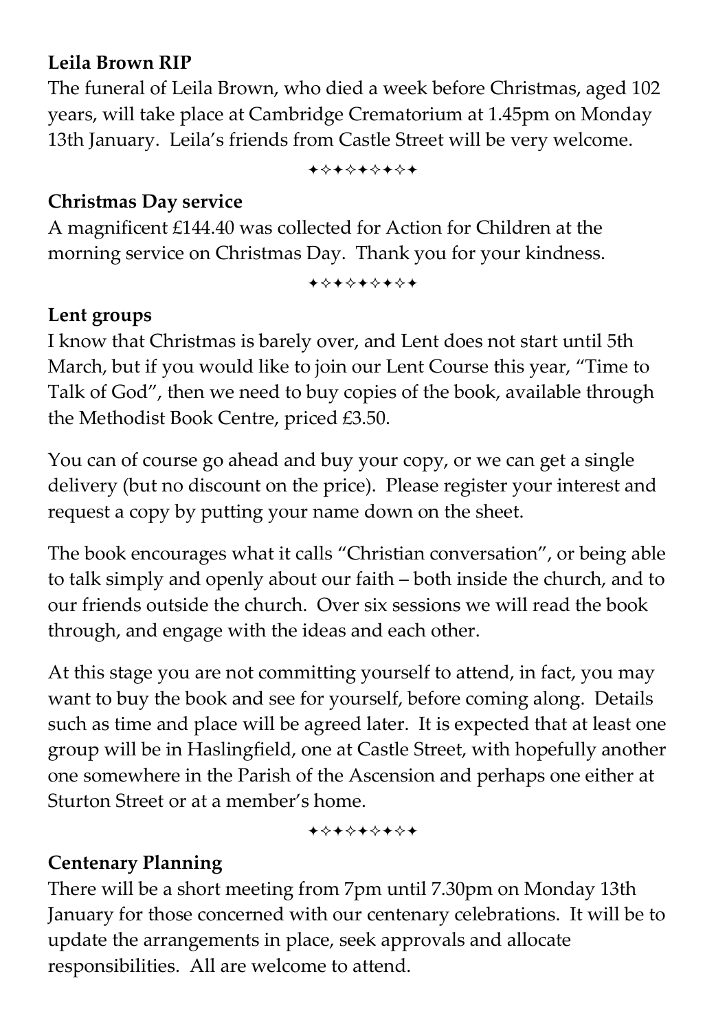**Leila Brown RIP**

The funeral of Leila Brown, who died a week before Christmas, aged 102 years, will take place at Cambridge Crematorium at 1.45pm on Monday 13th January. Leila's friends from Castle Street will be very welcome.

✦✧✦✧✦✧✦✧✦

**Christmas Day service**

A magnificent £144.40 was collected for Action for Children at the morning service on Christmas Day. Thank you for your kindness.

✦✧✦✧✦✧✦✧✦

**Lent groups**

I know that Christmas is barely over, and Lent does not start until 5th March, but if you would like to join our Lent Course this year, "Time to Talk of God", then we need to buy copies of the book, available through the Methodist Book Centre, priced £3.50.

You can of course go ahead and buy your copy, or we can get a single delivery (but no discount on the price). Please register your interest and request a copy by putting your name down on the sheet.

The book encourages what it calls "Christian conversation", or being able to talk simply and openly about our faith – both inside the church, and to our friends outside the church. Over six sessions we will read the book through, and engage with the ideas and each other.

At this stage you are not committing yourself to attend, in fact, you may want to buy the book and see for yourself, before coming along. Details such as time and place will be agreed later. It is expected that at least one group will be in Haslingfield, one at Castle Street, with hopefully another one somewhere in the Parish of the Ascension and perhaps one either at Sturton Street or at a member's home.

✦✧✦✧✦✧✦✧✦

**Centenary Planning**

There will be a short meeting from 7pm until 7.30pm on Monday 13th January for those concerned with our centenary celebrations. It will be to update the arrangements in place, seek approvals and allocate responsibilities. All are welcome to attend.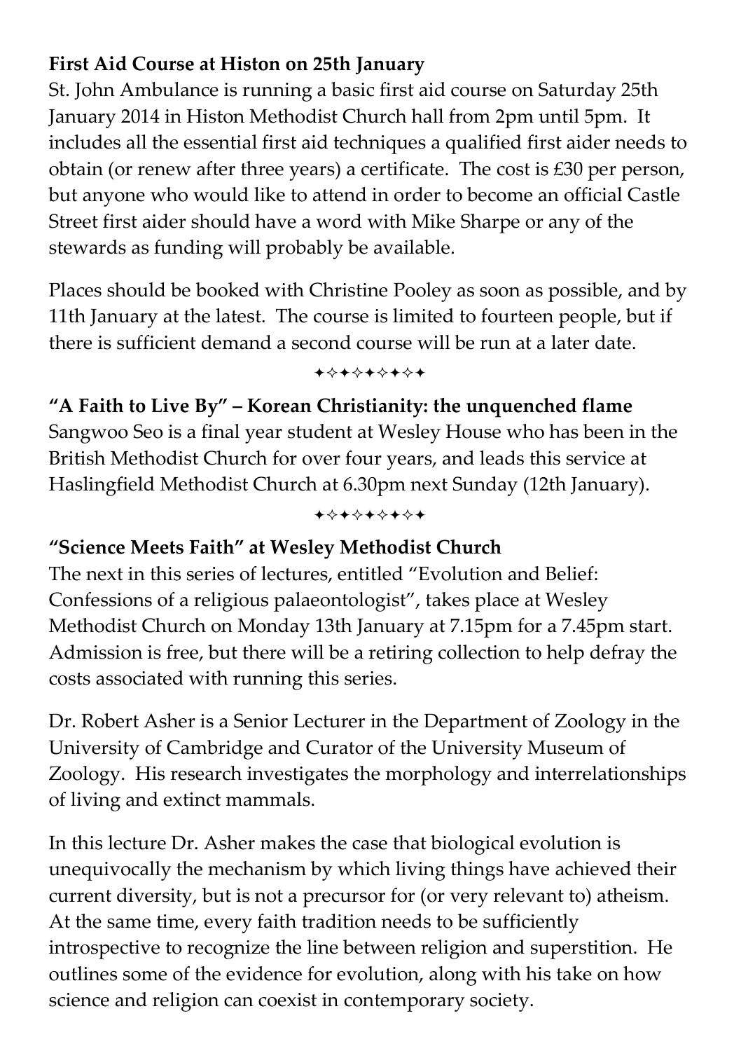**First Aid Course at Histon on 25th January**

St. John Ambulance is running a basic first aid course on Saturday 25th January 2014 in Histon Methodist Church hall from 2pm until 5pm. It includes all the essential first aid techniques a qualified first aider needs to obtain (or renew after three years) a certificate. The cost is £30 per person, but anyone who would like to attend in order to become an official Castle Street first aider should have a word with Mike Sharpe or any of the stewards as funding will probably be available.

Places should be booked with Christine Pooley as soon as possible, and by 11th January at the latest. The course is limited to fourteen people, but if there is sufficient demand a second course will be run at a later date.

✦✧✦✧✦✧✦✧✦

**"A Faith to Live By" – Korean Christianity: the unquenched flame**

Sangwoo Seo is a final year student at Wesley House who has been in the British Methodist Church for over four years, and leads this service at Haslingfield Methodist Church at 6.30pm next Sunday (12th January).

✦✧✦✧✦✧✦✧✦

**"Science Meets Faith" at Wesley Methodist Church**

The next in this series of lectures, entitled "Evolution and Belief: Confessions of a religious palaeontologist", takes place at Wesley Methodist Church on Monday 13th January at 7.15pm for a 7.45pm start. Admission is free, but there will be a retiring collection to help defray the costs associated with running this series.

Dr. Robert Asher is a Senior Lecturer in the Department of Zoology in the University of Cambridge and Curator of the University Museum of Zoology. His research investigates the morphology and interrelationships of living and extinct mammals.

In this lecture Dr. Asher makes the case that biological evolution is unequivocally the mechanism by which living things have achieved their current diversity, but is not a precursor for (or very relevant to) atheism. At the same time, every faith tradition needs to be sufficiently introspective to recognize the line between religion and superstition. He outlines some of the evidence for evolution, along with his take on how science and religion can coexist in contemporary society.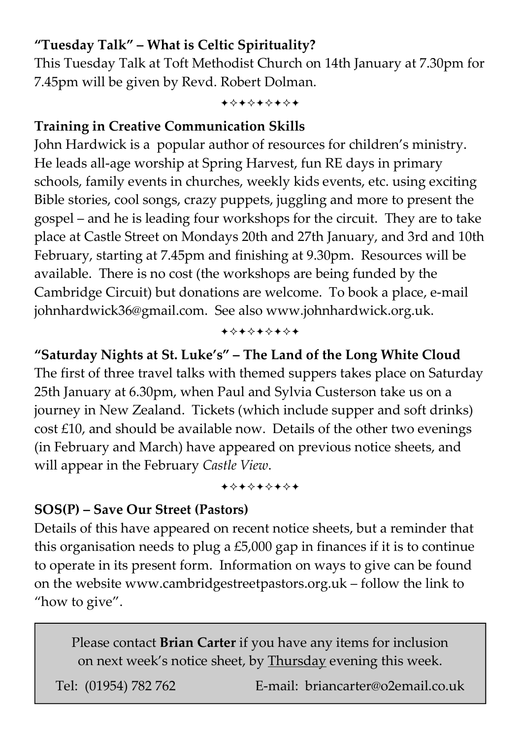**"Tuesday Talk" – What is Celtic Spirituality?**

This Tuesday Talk at Toft Methodist Church on 14th January at 7.30pm for 7.45pm will be given by Revd. Robert Dolman.

✦✧✦✧✦✧✦✧✦

**Training in Creative Communication Skills**

John Hardwick is a popular author of resources for children's ministry. He leads all-age worship at Spring Harvest, fun RE days in primary schools, family events in churches, weekly kids events, etc. using exciting Bible stories, cool songs, crazy puppets, juggling and more to present the gospel – and he is leading four workshops for the circuit. They are to take place at Castle Street on Mondays 20th and 27th January, and 3rd and 10th February, starting at 7.45pm and finishing at 9.30pm. Resources will be available. There is no cost (the workshops are being funded by the Cambridge Circuit) but donations are welcome. To book a place, e-mail johnhardwick36@gmail.com. See also www.johnhardwick.org.uk.

✦✧✦✧✦✧✦✧✦

**"Saturday Nights at St. Luke's" – The Land of the Long White Cloud**

The first of three travel talks with themed suppers takes place on Saturday 25th January at 6.30pm, when Paul and Sylvia Custerson take us on a journey in New Zealand. Tickets (which include supper and soft drinks) cost £10, and should be available now. Details of the other two evenings (in February and March) have appeared on previous notice sheets, and will appear in the February *Castle View*.

✦✧✦✧✦✧✦✧✦

**SOS(P) – Save Our Street (Pastors)**

Details of this have appeared on recent notice sheets, but a reminder that this organisation needs to plug a £5,000 gap in finances if it is to continue to operate in its present form. Information on ways to give can be found on the website www.cambridgestreetpastors.org.uk – follow the link to "how to give".

Please contact **Brian Carter** if you have any items for inclusion on next week's notice sheet, by <u>Thursday</u> evening this week.

Tel: (01954) 782 762 E-mail: briancarter@o2email.co.uk